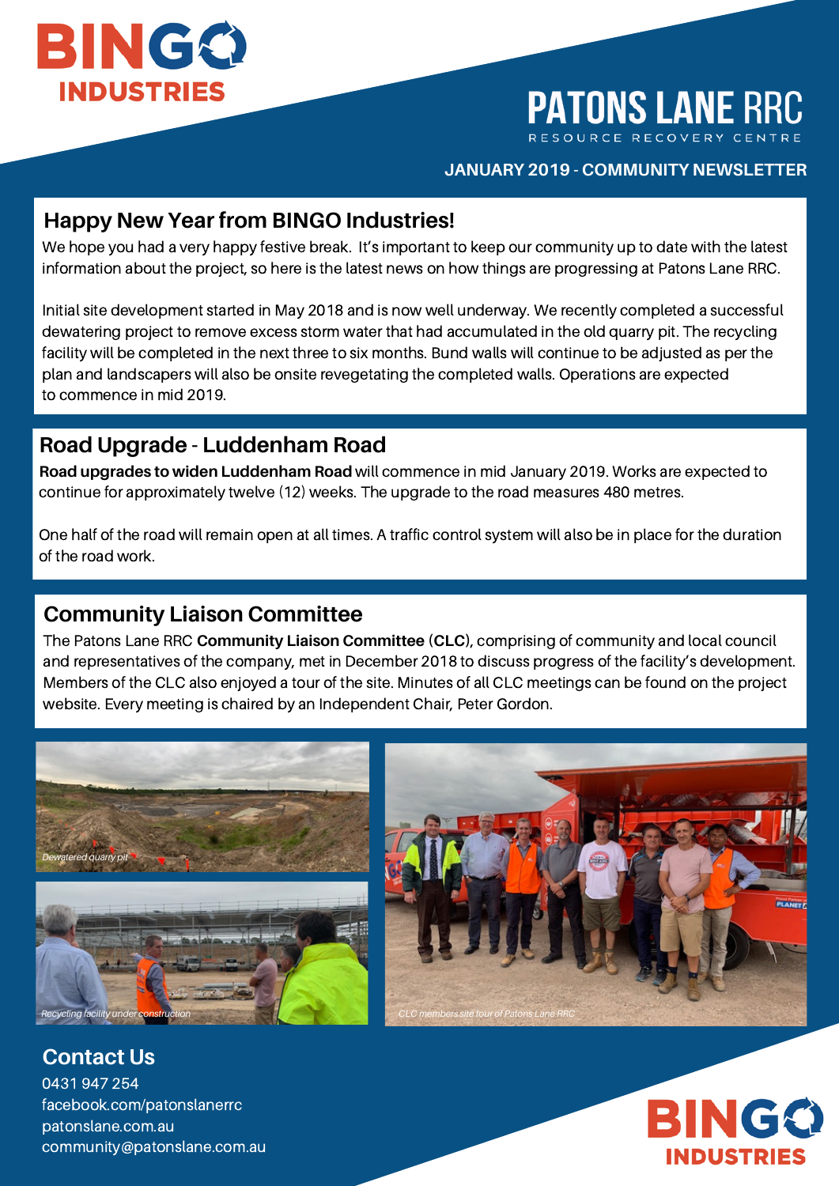BINGO INDUSTRIES

# PATONS LANE RRC

RESOURCE RECOVERY CENTRE

**JANUARY 2019 - COMMUNITY NEWSLETTER**

## Happy New Year from BINGO Industries!

We hope you had a very happy festive break. It's important to keep our community up to date with the latest information about the project, so here is the latest news on how things are progressing at Patons Lane RRC.

Initial site development started in May 2018 and is now well underway. We recently completed a successful dewatering project to remove excess storm water that had accumulated in the old quarry pit. The recycling facility will be completed in the next three to six months. Bund walls will continue to be adjusted as per the plan and landscapers will also be onsite revegetating the completed walls. Operations are expected to commence in mid 2019.

## Road Upgrade - Luddenham Road

**Road upgrades to widen Luddenham Road** will commence in mid January 2019. Works are expected to continue for approximately twelve (12) weeks. The upgrade to the road measures 480 metres.

One half of the road will remain open at all times. A traffic control system will also be in place for the duration of the road work.

## Community Liaison Committee

The Patons Lane RRC **Community Liaison Committee** (**CLC**), comprising of community and local council and representatives of the company, met in December 2018 to discuss progress of the facility's development. Members of the CLC also enjoyed a tour of the site. Minutes of all CLC meetings can be found on the project website. Every meeting is chaired by an Independent Chair, Peter Gordon.

*Dewatered quarry pit*

*Recycling facility under construction*

*CLC members site tour of Patons Lane RRC*

## Contact Us

0431 947 254
facebook.com/patonslanerrc
patonslane.com.au
community@patonslane.com.au

BINGO INDUSTRIES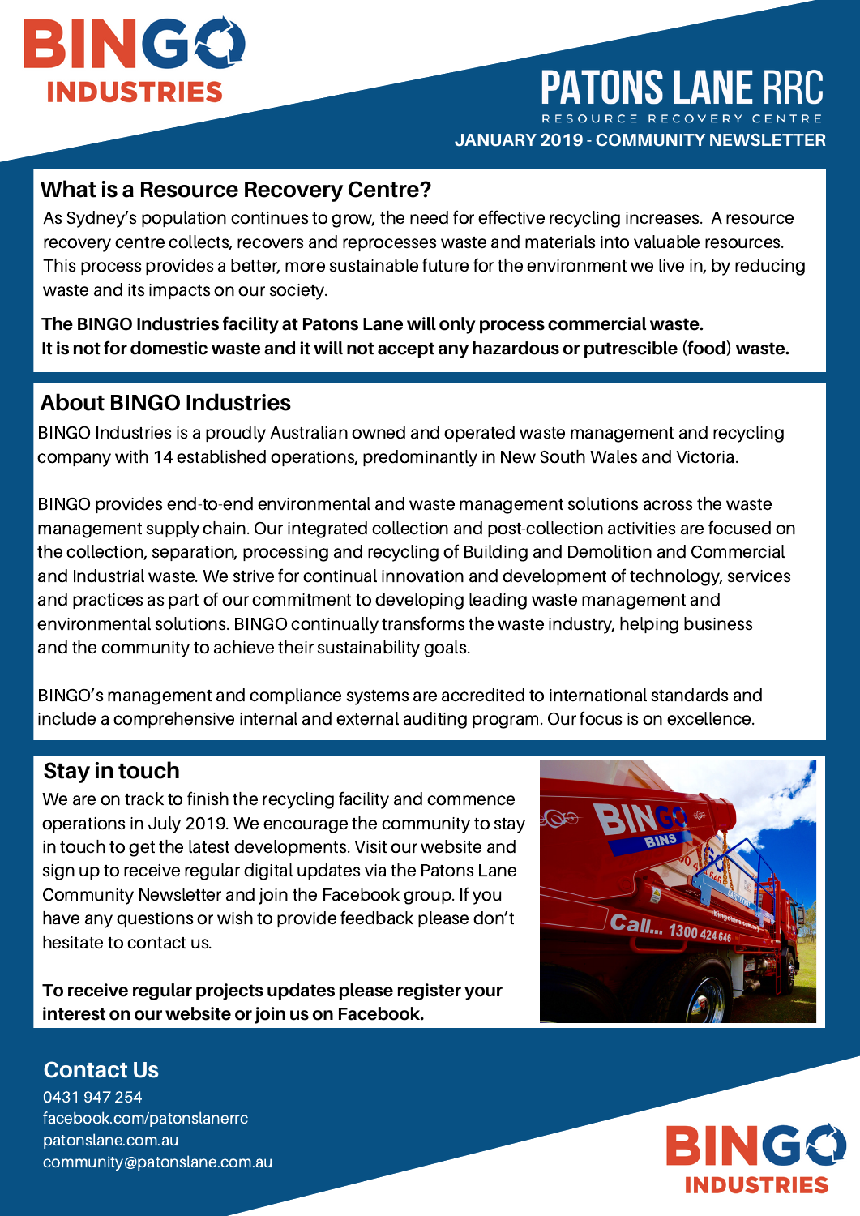# BINGO INDUSTRIES

# PATONS LANE RRC

RESOURCE RECOVERY CENTRE

**JANUARY 2019 - COMMUNITY NEWSLETTER**

## What is a Resource Recovery Centre?

As Sydney's population continues to grow, the need for effective recycling increases. A resource recovery centre collects, recovers and reprocesses waste and materials into valuable resources. This process provides a better, more sustainable future for the environment we live in, by reducing waste and its impacts on our society.

**The BINGO Industries facility at Patons Lane will only process commercial waste.**
**It is not for domestic waste and it will not accept any hazardous or putrescible (food) waste.**

## About BINGO Industries

BINGO Industries is a proudly Australian owned and operated waste management and recycling company with 14 established operations, predominantly in New South Wales and Victoria.

BINGO provides end-to-end environmental and waste management solutions across the waste management supply chain. Our integrated collection and post-collection activities are focused on the collection, separation, processing and recycling of Building and Demolition and Commercial and Industrial waste. We strive for continual innovation and development of technology, services and practices as part of our commitment to developing leading waste management and environmental solutions. BINGO continually transforms the waste industry, helping business and the community to achieve their sustainability goals.

BINGO's management and compliance systems are accredited to international standards and include a comprehensive internal and external auditing program. Our focus is on excellence.

## Stay in touch

We are on track to finish the recycling facility and commence operations in July 2019. We encourage the community to stay in touch to get the latest developments. Visit our website and sign up to receive regular digital updates via the Patons Lane Community Newsletter and join the Facebook group. If you have any questions or wish to provide feedback please don't hesitate to contact us.

**To receive regular projects updates please register your interest on our website or join us on Facebook.**

## Contact Us

0431 947 254
facebook.com/patonslanerrc
patonslane.com.au
community@patonslane.com.au

BINGO INDUSTRIES